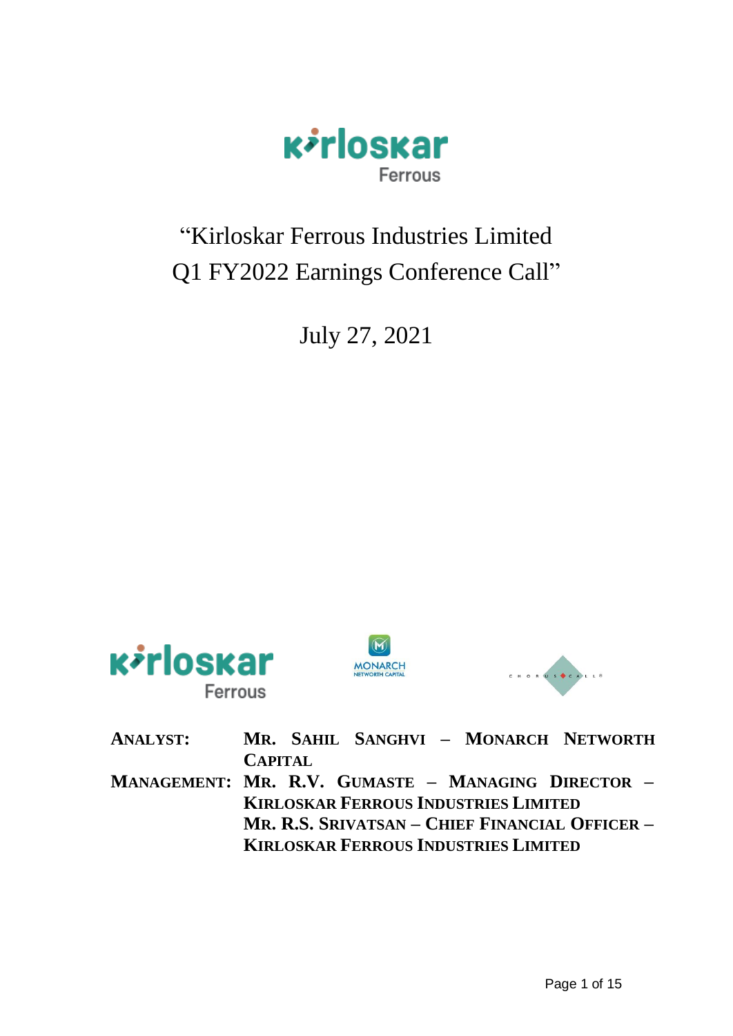# "Kirloskar Ferrous Industries Limited Q1 FY2022 Earnings Conference Call"

July 27, 2021

**ANALYST:** **MR. SAHIL SANGHVI – MONARCH NETWORTH CAPITAL**

**MANAGEMENT:** **MR. R.V. GUMASTE – MANAGING DIRECTOR – KIRLOSKAR FERROUS INDUSTRIES LIMITED**

**MR. R.S. SRIVATSAN – CHIEF FINANCIAL OFFICER – KIRLOSKAR FERROUS INDUSTRIES LIMITED**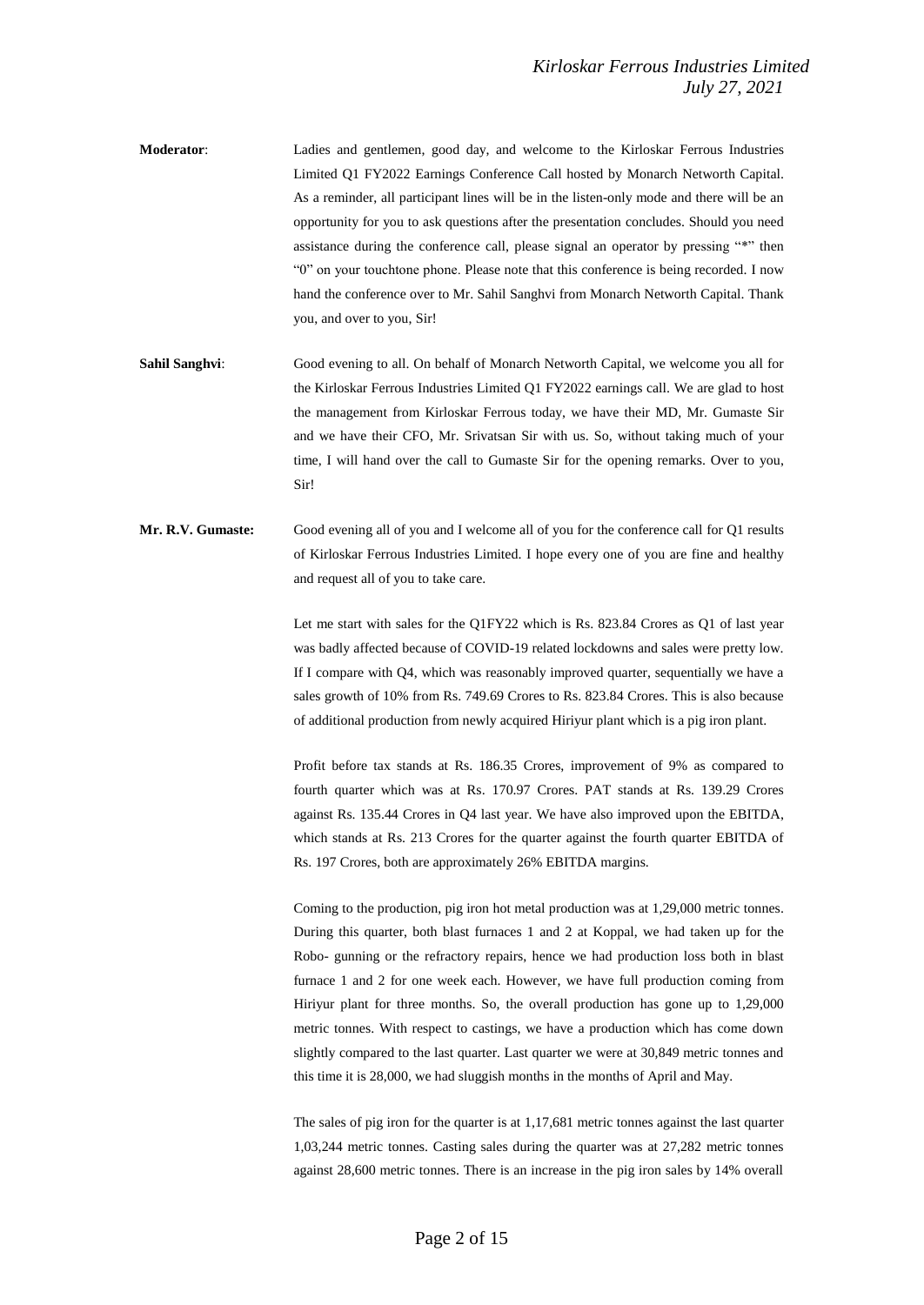**Moderator**: Ladies and gentlemen, good day, and welcome to the Kirloskar Ferrous Industries Limited Q1 FY2022 Earnings Conference Call hosted by Monarch Networth Capital. As a reminder, all participant lines will be in the listen-only mode and there will be an opportunity for you to ask questions after the presentation concludes. Should you need assistance during the conference call, please signal an operator by pressing "*" then "0" on your touchtone phone. Please note that this conference is being recorded. I now hand the conference over to Mr. Sahil Sanghvi from Monarch Networth Capital. Thank you, and over to you, Sir!

**Sahil Sanghvi**: Good evening to all. On behalf of Monarch Networth Capital, we welcome you all for the Kirloskar Ferrous Industries Limited Q1 FY2022 earnings call. We are glad to host the management from Kirloskar Ferrous today, we have their MD, Mr. Gumaste Sir and we have their CFO, Mr. Srivatsan Sir with us. So, without taking much of your time, I will hand over the call to Gumaste Sir for the opening remarks. Over to you, Sir!

**Mr. R.V. Gumaste:** Good evening all of you and I welcome all of you for the conference call for Q1 results of Kirloskar Ferrous Industries Limited. I hope every one of you are fine and healthy and request all of you to take care.

Let me start with sales for the Q1FY22 which is Rs. 823.84 Crores as Q1 of last year was badly affected because of COVID-19 related lockdowns and sales were pretty low. If I compare with Q4, which was reasonably improved quarter, sequentially we have a sales growth of 10% from Rs. 749.69 Crores to Rs. 823.84 Crores. This is also because of additional production from newly acquired Hiriyur plant which is a pig iron plant.

Profit before tax stands at Rs. 186.35 Crores, improvement of 9% as compared to fourth quarter which was at Rs. 170.97 Crores. PAT stands at Rs. 139.29 Crores against Rs. 135.44 Crores in Q4 last year. We have also improved upon the EBITDA, which stands at Rs. 213 Crores for the quarter against the fourth quarter EBITDA of Rs. 197 Crores, both are approximately 26% EBITDA margins.

Coming to the production, pig iron hot metal production was at 1,29,000 metric tonnes. During this quarter, both blast furnaces 1 and 2 at Koppal, we had taken up for the Robo- gunning or the refractory repairs, hence we had production loss both in blast furnace 1 and 2 for one week each. However, we have full production coming from Hiriyur plant for three months. So, the overall production has gone up to 1,29,000 metric tonnes. With respect to castings, we have a production which has come down slightly compared to the last quarter. Last quarter we were at 30,849 metric tonnes and this time it is 28,000, we had sluggish months in the months of April and May.

The sales of pig iron for the quarter is at 1,17,681 metric tonnes against the last quarter 1,03,244 metric tonnes. Casting sales during the quarter was at 27,282 metric tonnes against 28,600 metric tonnes. There is an increase in the pig iron sales by 14% overall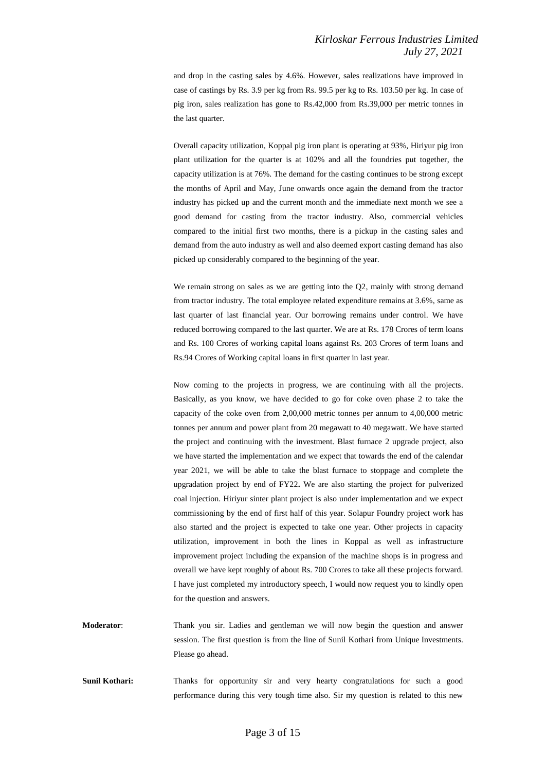and drop in the casting sales by 4.6%. However, sales realizations have improved in case of castings by Rs. 3.9 per kg from Rs. 99.5 per kg to Rs. 103.50 per kg. In case of pig iron, sales realization has gone to Rs.42,000 from Rs.39,000 per metric tonnes in the last quarter.

Overall capacity utilization, Koppal pig iron plant is operating at 93%, Hiriyur pig iron plant utilization for the quarter is at 102% and all the foundries put together, the capacity utilization is at 76%. The demand for the casting continues to be strong except the months of April and May, June onwards once again the demand from the tractor industry has picked up and the current month and the immediate next month we see a good demand for casting from the tractor industry. Also, commercial vehicles compared to the initial first two months, there is a pickup in the casting sales and demand from the auto industry as well and also deemed export casting demand has also picked up considerably compared to the beginning of the year.

We remain strong on sales as we are getting into the Q2, mainly with strong demand from tractor industry. The total employee related expenditure remains at 3.6%, same as last quarter of last financial year. Our borrowing remains under control. We have reduced borrowing compared to the last quarter. We are at Rs. 178 Crores of term loans and Rs. 100 Crores of working capital loans against Rs. 203 Crores of term loans and Rs.94 Crores of Working capital loans in first quarter in last year.

Now coming to the projects in progress, we are continuing with all the projects. Basically, as you know, we have decided to go for coke oven phase 2 to take the capacity of the coke oven from 2,00,000 metric tonnes per annum to 4,00,000 metric tonnes per annum and power plant from 20 megawatt to 40 megawatt. We have started the project and continuing with the investment. Blast furnace 2 upgrade project, also we have started the implementation and we expect that towards the end of the calendar year 2021, we will be able to take the blast furnace to stoppage and complete the upgradation project by end of FY22**.** We are also starting the project for pulverized coal injection. Hiriyur sinter plant project is also under implementation and we expect commissioning by the end of first half of this year. Solapur Foundry project work has also started and the project is expected to take one year. Other projects in capacity utilization, improvement in both the lines in Koppal as well as infrastructure improvement project including the expansion of the machine shops is in progress and overall we have kept roughly of about Rs. 700 Crores to take all these projects forward. I have just completed my introductory speech, I would now request you to kindly open for the question and answers.

**Moderator**: Thank you sir. Ladies and gentleman we will now begin the question and answer session. The first question is from the line of Sunil Kothari from Unique Investments. Please go ahead.

**Sunil Kothari:** Thanks for opportunity sir and very hearty congratulations for such a good performance during this very tough time also. Sir my question is related to this new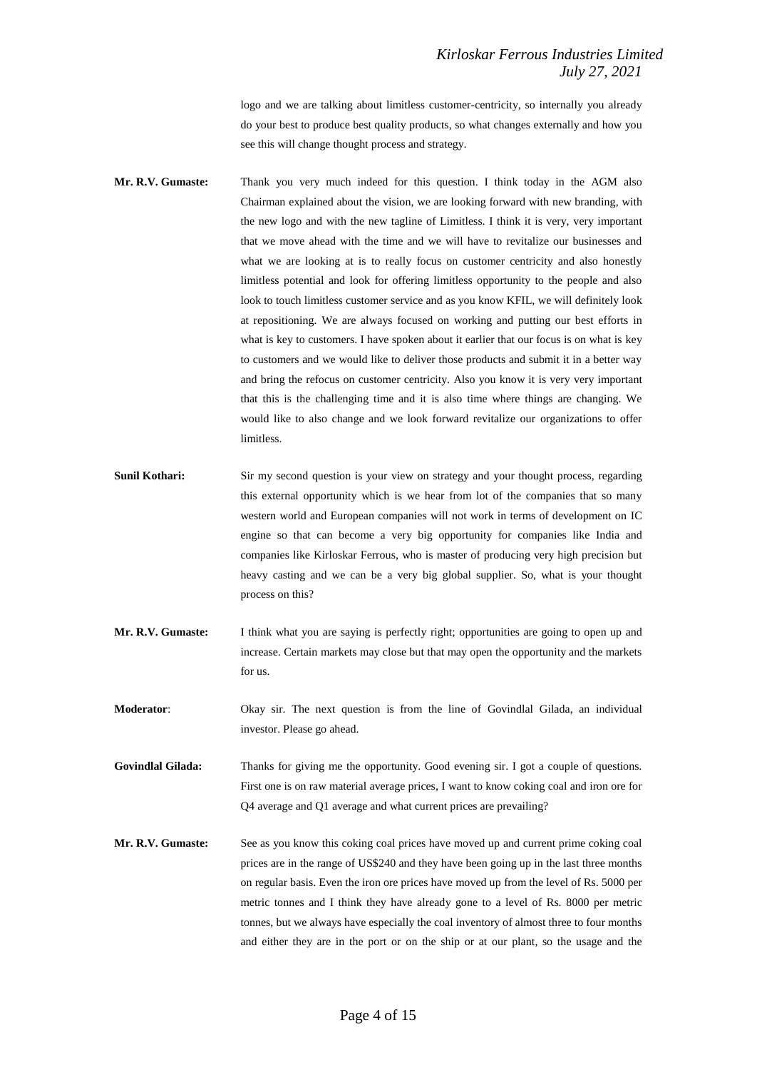logo and we are talking about limitless customer-centricity, so internally you already do your best to produce best quality products, so what changes externally and how you see this will change thought process and strategy.

**Mr. R.V. Gumaste:** Thank you very much indeed for this question. I think today in the AGM also Chairman explained about the vision, we are looking forward with new branding, with the new logo and with the new tagline of Limitless. I think it is very, very important that we move ahead with the time and we will have to revitalize our businesses and what we are looking at is to really focus on customer centricity and also honestly limitless potential and look for offering limitless opportunity to the people and also look to touch limitless customer service and as you know KFIL, we will definitely look at repositioning. We are always focused on working and putting our best efforts in what is key to customers. I have spoken about it earlier that our focus is on what is key to customers and we would like to deliver those products and submit it in a better way and bring the refocus on customer centricity. Also you know it is very very important that this is the challenging time and it is also time where things are changing. We would like to also change and we look forward revitalize our organizations to offer limitless.

**Sunil Kothari:** Sir my second question is your view on strategy and your thought process, regarding this external opportunity which is we hear from lot of the companies that so many western world and European companies will not work in terms of development on IC engine so that can become a very big opportunity for companies like India and companies like Kirloskar Ferrous, who is master of producing very high precision but heavy casting and we can be a very big global supplier. So, what is your thought process on this?

**Mr. R.V. Gumaste:** I think what you are saying is perfectly right; opportunities are going to open up and increase. Certain markets may close but that may open the opportunity and the markets for us.

**Moderator**: Okay sir. The next question is from the line of Govindlal Gilada, an individual investor. Please go ahead.

**Govindlal Gilada:** Thanks for giving me the opportunity. Good evening sir. I got a couple of questions. First one is on raw material average prices, I want to know coking coal and iron ore for Q4 average and Q1 average and what current prices are prevailing?

**Mr. R.V. Gumaste:** See as you know this coking coal prices have moved up and current prime coking coal prices are in the range of US$240 and they have been going up in the last three months on regular basis. Even the iron ore prices have moved up from the level of Rs. 5000 per metric tonnes and I think they have already gone to a level of Rs. 8000 per metric tonnes, but we always have especially the coal inventory of almost three to four months and either they are in the port or on the ship or at our plant, so the usage and the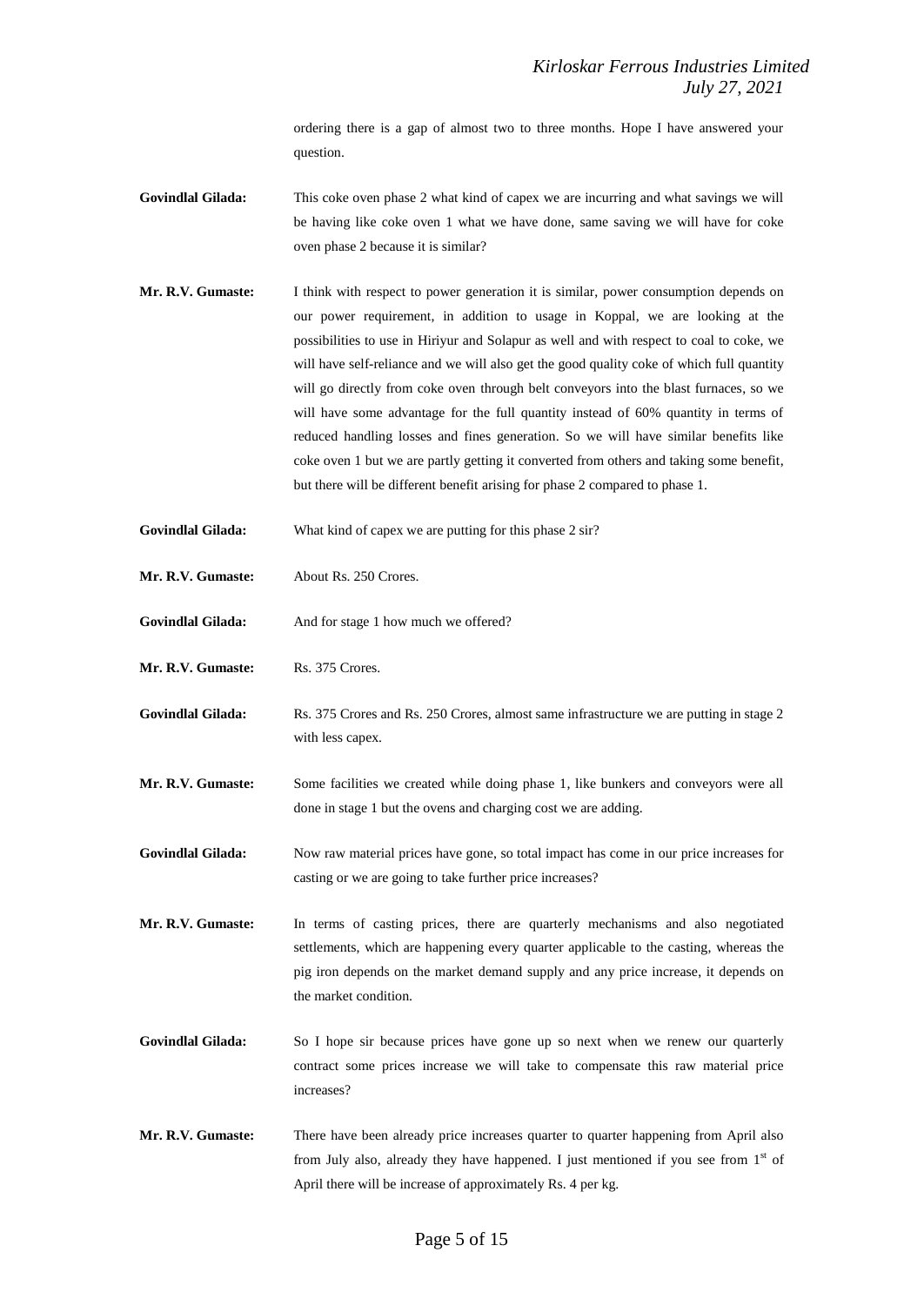ordering there is a gap of almost two to three months. Hope I have answered your question.

**Govindlal Gilada:** This coke oven phase 2 what kind of capex we are incurring and what savings we will be having like coke oven 1 what we have done, same saving we will have for coke oven phase 2 because it is similar?

**Mr. R.V. Gumaste:** I think with respect to power generation it is similar, power consumption depends on our power requirement, in addition to usage in Koppal, we are looking at the possibilities to use in Hiriyur and Solapur as well and with respect to coal to coke, we will have self-reliance and we will also get the good quality coke of which full quantity will go directly from coke oven through belt conveyors into the blast furnaces, so we will have some advantage for the full quantity instead of 60% quantity in terms of reduced handling losses and fines generation. So we will have similar benefits like coke oven 1 but we are partly getting it converted from others and taking some benefit, but there will be different benefit arising for phase 2 compared to phase 1.

**Govindlal Gilada:** What kind of capex we are putting for this phase 2 sir?

**Mr. R.V. Gumaste:** About Rs. 250 Crores.

**Govindlal Gilada:** And for stage 1 how much we offered?

**Mr. R.V. Gumaste:** Rs. 375 Crores.

**Govindlal Gilada:** Rs. 375 Crores and Rs. 250 Crores, almost same infrastructure we are putting in stage 2 with less capex.

**Mr. R.V. Gumaste:** Some facilities we created while doing phase 1, like bunkers and conveyors were all done in stage 1 but the ovens and charging cost we are adding.

**Govindlal Gilada:** Now raw material prices have gone, so total impact has come in our price increases for casting or we are going to take further price increases?

**Mr. R.V. Gumaste:** In terms of casting prices, there are quarterly mechanisms and also negotiated settlements, which are happening every quarter applicable to the casting, whereas the pig iron depends on the market demand supply and any price increase, it depends on the market condition.

**Govindlal Gilada:** So I hope sir because prices have gone up so next when we renew our quarterly contract some prices increase we will take to compensate this raw material price increases?

**Mr. R.V. Gumaste:** There have been already price increases quarter to quarter happening from April also from July also, already they have happened. I just mentioned if you see from 1st of April there will be increase of approximately Rs. 4 per kg.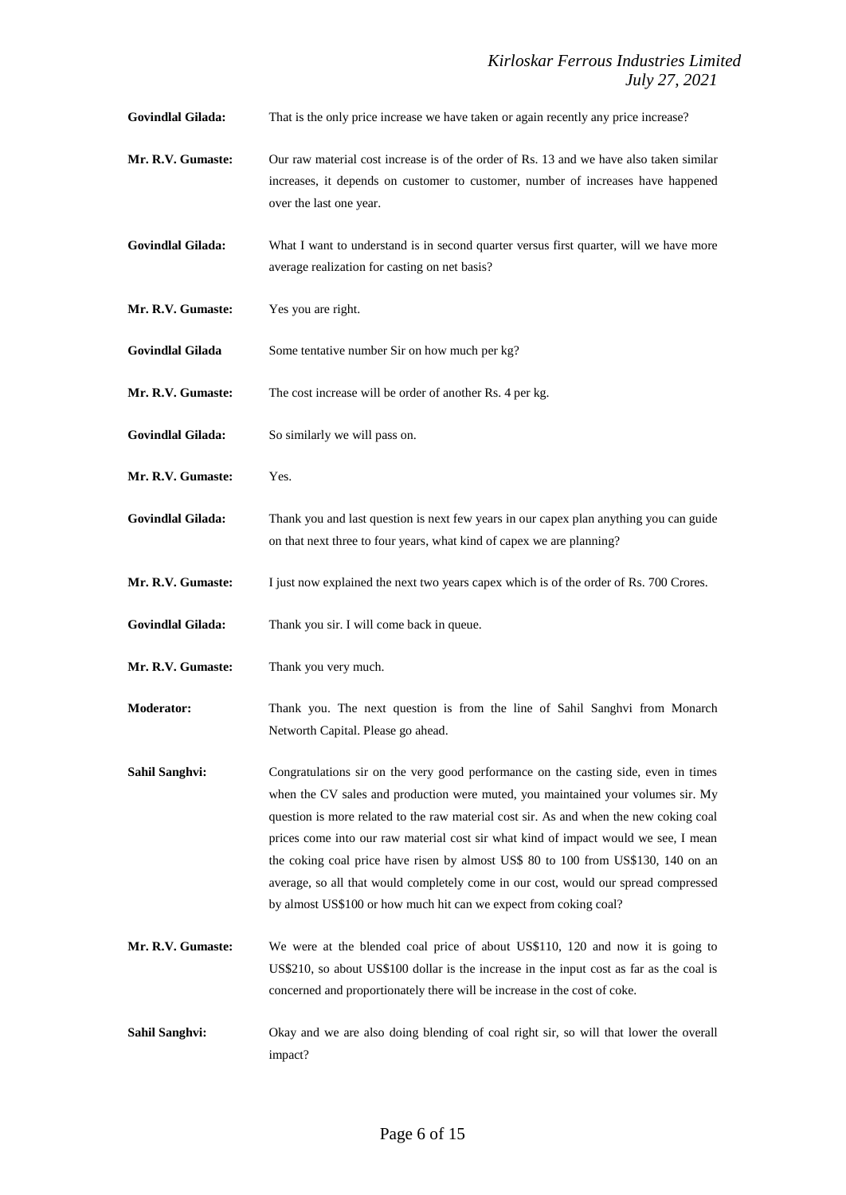**Govindlal Gilada:** That is the only price increase we have taken or again recently any price increase?

**Mr. R.V. Gumaste:** Our raw material cost increase is of the order of Rs. 13 and we have also taken similar increases, it depends on customer to customer, number of increases have happened over the last one year.

**Govindlal Gilada:** What I want to understand is in second quarter versus first quarter, will we have more average realization for casting on net basis?

**Mr. R.V. Gumaste:** Yes you are right.

**Govindlal Gilada** Some tentative number Sir on how much per kg?

**Mr. R.V. Gumaste:** The cost increase will be order of another Rs. 4 per kg.

**Govindlal Gilada:** So similarly we will pass on.

**Mr. R.V. Gumaste:** Yes.

**Govindlal Gilada:** Thank you and last question is next few years in our capex plan anything you can guide on that next three to four years, what kind of capex we are planning?

**Mr. R.V. Gumaste:** I just now explained the next two years capex which is of the order of Rs. 700 Crores.

**Govindlal Gilada:** Thank you sir. I will come back in queue.

**Mr. R.V. Gumaste:** Thank you very much.

**Moderator:** Thank you. The next question is from the line of Sahil Sanghvi from Monarch Networth Capital. Please go ahead.

**Sahil Sanghvi:** Congratulations sir on the very good performance on the casting side, even in times when the CV sales and production were muted, you maintained your volumes sir. My question is more related to the raw material cost sir. As and when the new coking coal prices come into our raw material cost sir what kind of impact would we see, I mean the coking coal price have risen by almost US$ 80 to 100 from US$130, 140 on an average, so all that would completely come in our cost, would our spread compressed by almost US$100 or how much hit can we expect from coking coal?

**Mr. R.V. Gumaste:** We were at the blended coal price of about US$110, 120 and now it is going to US$210, so about US$100 dollar is the increase in the input cost as far as the coal is concerned and proportionately there will be increase in the cost of coke.

**Sahil Sanghvi:** Okay and we are also doing blending of coal right sir, so will that lower the overall impact?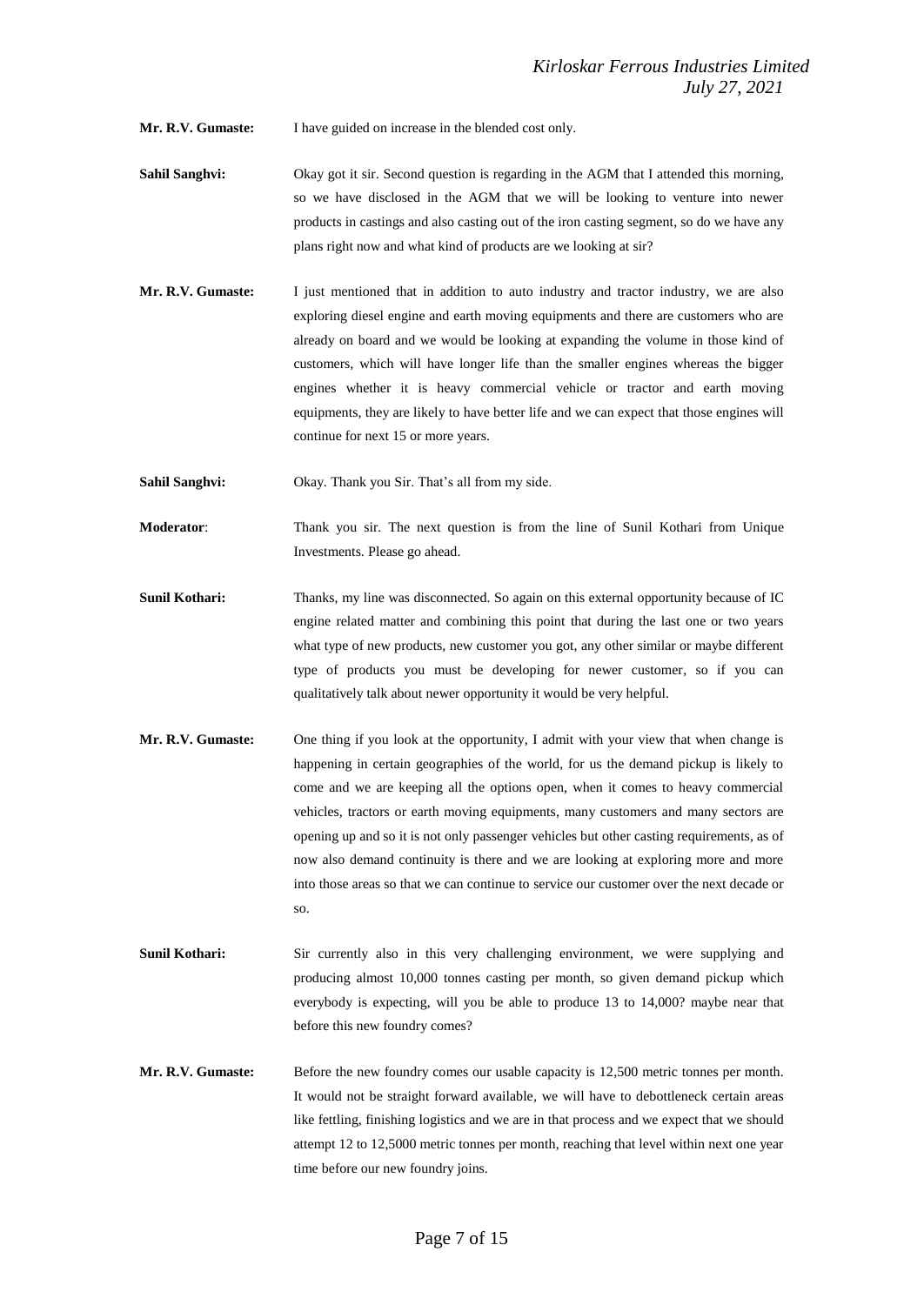**Mr. R.V. Gumaste:** I have guided on increase in the blended cost only.

**Sahil Sanghvi:** Okay got it sir. Second question is regarding in the AGM that I attended this morning, so we have disclosed in the AGM that we will be looking to venture into newer products in castings and also casting out of the iron casting segment, so do we have any plans right now and what kind of products are we looking at sir?

**Mr. R.V. Gumaste:** I just mentioned that in addition to auto industry and tractor industry, we are also exploring diesel engine and earth moving equipments and there are customers who are already on board and we would be looking at expanding the volume in those kind of customers, which will have longer life than the smaller engines whereas the bigger engines whether it is heavy commercial vehicle or tractor and earth moving equipments, they are likely to have better life and we can expect that those engines will continue for next 15 or more years.

**Sahil Sanghvi:** Okay. Thank you Sir. That's all from my side.

**Moderator**: Thank you sir. The next question is from the line of Sunil Kothari from Unique Investments. Please go ahead.

**Sunil Kothari:** Thanks, my line was disconnected. So again on this external opportunity because of IC engine related matter and combining this point that during the last one or two years what type of new products, new customer you got, any other similar or maybe different type of products you must be developing for newer customer, so if you can qualitatively talk about newer opportunity it would be very helpful.

**Mr. R.V. Gumaste:** One thing if you look at the opportunity, I admit with your view that when change is happening in certain geographies of the world, for us the demand pickup is likely to come and we are keeping all the options open, when it comes to heavy commercial vehicles, tractors or earth moving equipments, many customers and many sectors are opening up and so it is not only passenger vehicles but other casting requirements, as of now also demand continuity is there and we are looking at exploring more and more into those areas so that we can continue to service our customer over the next decade or so.

**Sunil Kothari:** Sir currently also in this very challenging environment, we were supplying and producing almost 10,000 tonnes casting per month, so given demand pickup which everybody is expecting, will you be able to produce 13 to 14,000? maybe near that before this new foundry comes?

**Mr. R.V. Gumaste:** Before the new foundry comes our usable capacity is 12,500 metric tonnes per month. It would not be straight forward available, we will have to debottleneck certain areas like fettling, finishing logistics and we are in that process and we expect that we should attempt 12 to 12,5000 metric tonnes per month, reaching that level within next one year time before our new foundry joins.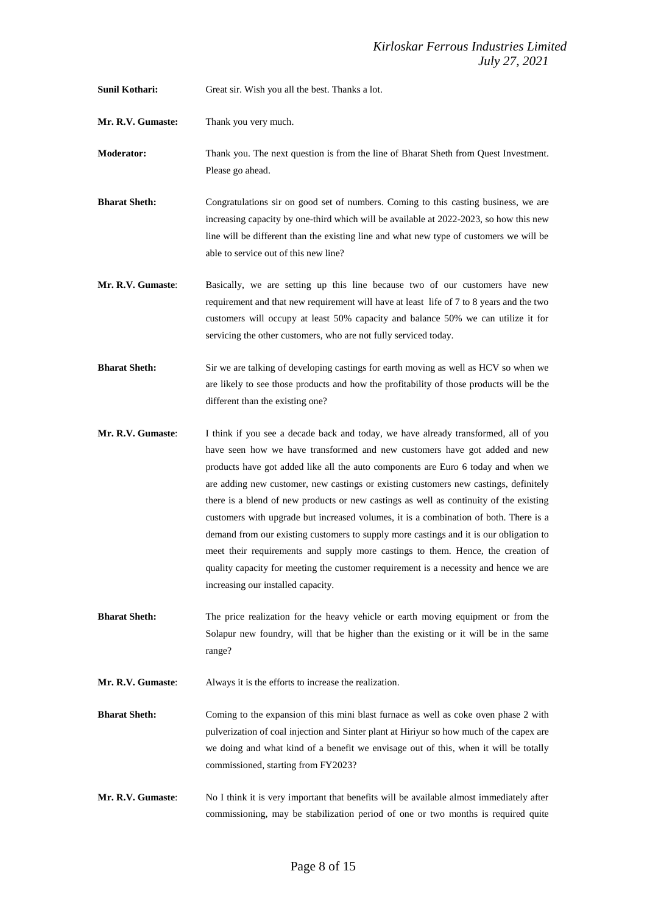**Sunil Kothari:** Great sir. Wish you all the best. Thanks a lot.

**Mr. R.V. Gumaste:** Thank you very much.

**Moderator:** Thank you. The next question is from the line of Bharat Sheth from Quest Investment. Please go ahead.

**Bharat Sheth:** Congratulations sir on good set of numbers. Coming to this casting business, we are increasing capacity by one-third which will be available at 2022-2023, so how this new line will be different than the existing line and what new type of customers we will be able to service out of this new line?

**Mr. R.V. Gumaste**: Basically, we are setting up this line because two of our customers have new requirement and that new requirement will have at least life of 7 to 8 years and the two customers will occupy at least 50% capacity and balance 50% we can utilize it for servicing the other customers, who are not fully serviced today.

**Bharat Sheth:** Sir we are talking of developing castings for earth moving as well as HCV so when we are likely to see those products and how the profitability of those products will be the different than the existing one?

**Mr. R.V. Gumaste**: I think if you see a decade back and today, we have already transformed, all of you have seen how we have transformed and new customers have got added and new products have got added like all the auto components are Euro 6 today and when we are adding new customer, new castings or existing customers new castings, definitely there is a blend of new products or new castings as well as continuity of the existing customers with upgrade but increased volumes, it is a combination of both. There is a demand from our existing customers to supply more castings and it is our obligation to meet their requirements and supply more castings to them. Hence, the creation of quality capacity for meeting the customer requirement is a necessity and hence we are increasing our installed capacity.

**Bharat Sheth:** The price realization for the heavy vehicle or earth moving equipment or from the Solapur new foundry, will that be higher than the existing or it will be in the same range?

**Mr. R.V. Gumaste**: Always it is the efforts to increase the realization.

**Bharat Sheth:** Coming to the expansion of this mini blast furnace as well as coke oven phase 2 with pulverization of coal injection and Sinter plant at Hiriyur so how much of the capex are we doing and what kind of a benefit we envisage out of this, when it will be totally commissioned, starting from FY2023?

**Mr. R.V. Gumaste**: No I think it is very important that benefits will be available almost immediately after commissioning, may be stabilization period of one or two months is required quite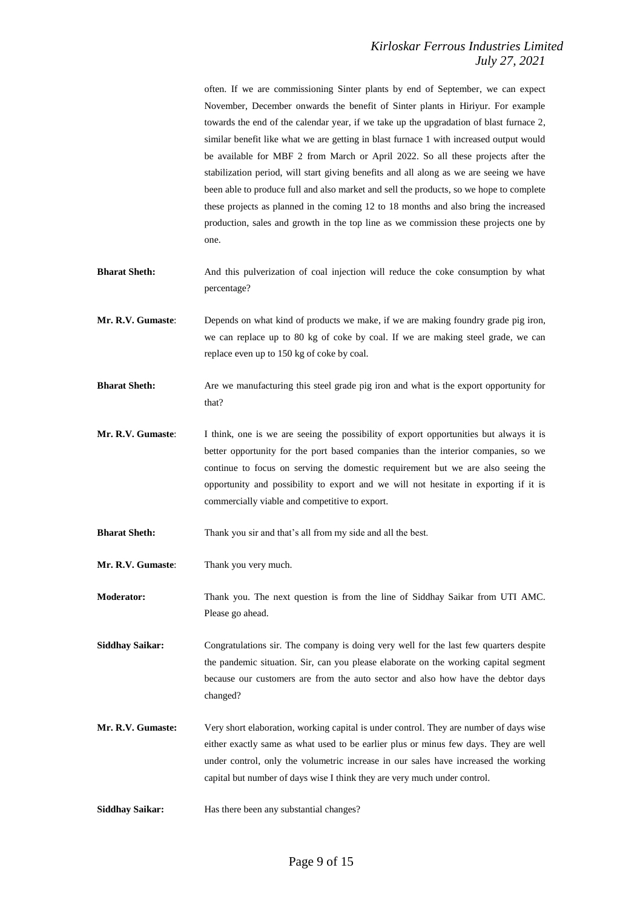often. If we are commissioning Sinter plants by end of September, we can expect November, December onwards the benefit of Sinter plants in Hiriyur. For example towards the end of the calendar year, if we take up the upgradation of blast furnace 2, similar benefit like what we are getting in blast furnace 1 with increased output would be available for MBF 2 from March or April 2022. So all these projects after the stabilization period, will start giving benefits and all along as we are seeing we have been able to produce full and also market and sell the products, so we hope to complete these projects as planned in the coming 12 to 18 months and also bring the increased production, sales and growth in the top line as we commission these projects one by one.

**Bharat Sheth:** And this pulverization of coal injection will reduce the coke consumption by what percentage?

**Mr. R.V. Gumaste**: Depends on what kind of products we make, if we are making foundry grade pig iron, we can replace up to 80 kg of coke by coal. If we are making steel grade, we can replace even up to 150 kg of coke by coal.

**Bharat Sheth:** Are we manufacturing this steel grade pig iron and what is the export opportunity for that?

**Mr. R.V. Gumaste**: I think, one is we are seeing the possibility of export opportunities but always it is better opportunity for the port based companies than the interior companies, so we continue to focus on serving the domestic requirement but we are also seeing the opportunity and possibility to export and we will not hesitate in exporting if it is commercially viable and competitive to export.

**Bharat Sheth:** Thank you sir and that's all from my side and all the best.

**Mr. R.V. Gumaste**: Thank you very much.

**Moderator:** Thank you. The next question is from the line of Siddhay Saikar from UTI AMC. Please go ahead.

**Siddhay Saikar:** Congratulations sir. The company is doing very well for the last few quarters despite the pandemic situation. Sir, can you please elaborate on the working capital segment because our customers are from the auto sector and also how have the debtor days changed?

**Mr. R.V. Gumaste:** Very short elaboration, working capital is under control. They are number of days wise either exactly same as what used to be earlier plus or minus few days. They are well under control, only the volumetric increase in our sales have increased the working capital but number of days wise I think they are very much under control.

**Siddhay Saikar:** Has there been any substantial changes?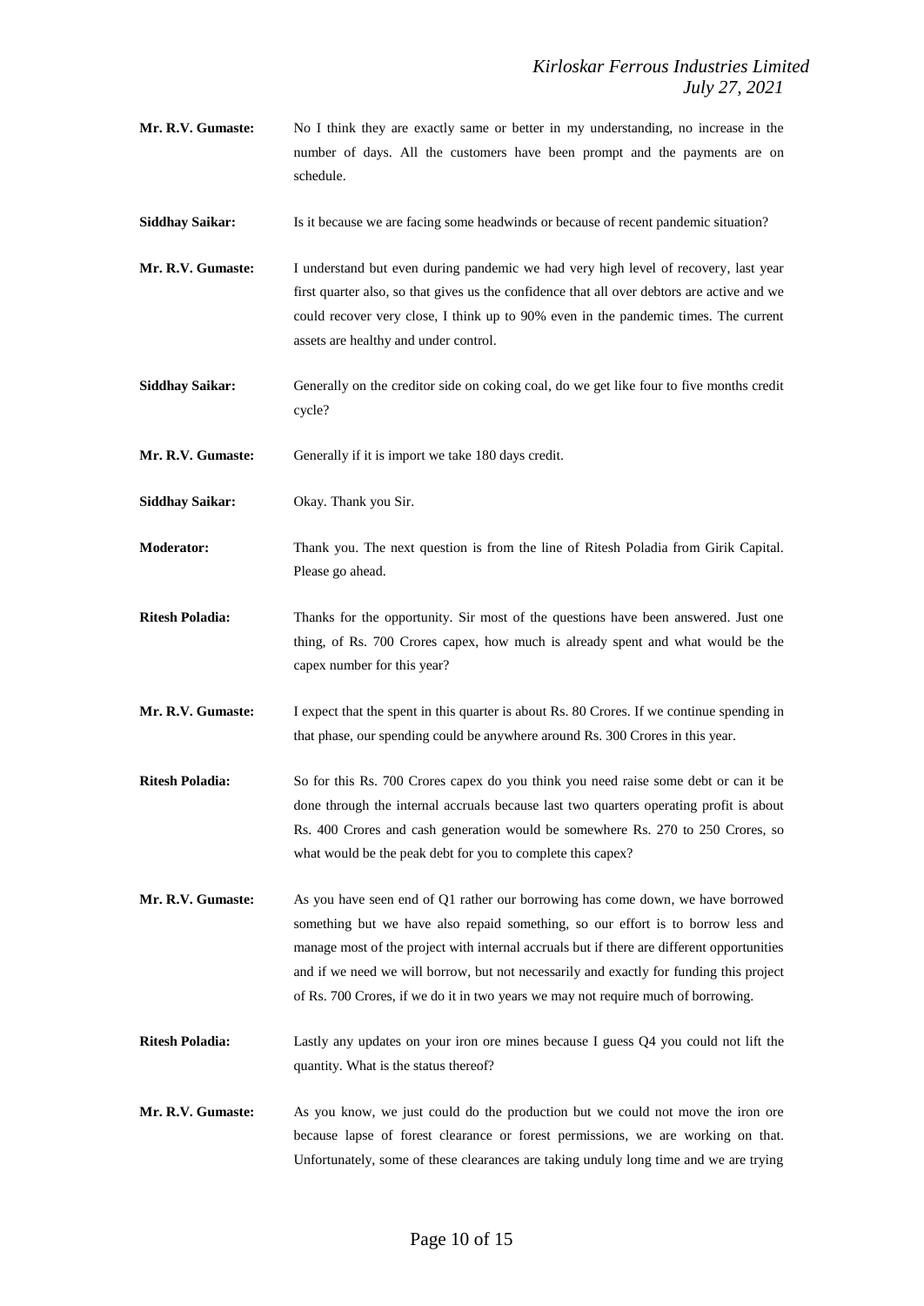**Mr. R.V. Gumaste:** No I think they are exactly same or better in my understanding, no increase in the number of days. All the customers have been prompt and the payments are on schedule.

**Siddhay Saikar:** Is it because we are facing some headwinds or because of recent pandemic situation?

**Mr. R.V. Gumaste:** I understand but even during pandemic we had very high level of recovery, last year first quarter also, so that gives us the confidence that all over debtors are active and we could recover very close, I think up to 90% even in the pandemic times. The current assets are healthy and under control.

**Siddhay Saikar:** Generally on the creditor side on coking coal, do we get like four to five months credit cycle?

**Mr. R.V. Gumaste:** Generally if it is import we take 180 days credit.

**Siddhay Saikar:** Okay. Thank you Sir.

**Moderator:** Thank you. The next question is from the line of Ritesh Poladia from Girik Capital. Please go ahead.

**Ritesh Poladia:** Thanks for the opportunity. Sir most of the questions have been answered. Just one thing, of Rs. 700 Crores capex, how much is already spent and what would be the capex number for this year?

**Mr. R.V. Gumaste:** I expect that the spent in this quarter is about Rs. 80 Crores. If we continue spending in that phase, our spending could be anywhere around Rs. 300 Crores in this year.

**Ritesh Poladia:** So for this Rs. 700 Crores capex do you think you need raise some debt or can it be done through the internal accruals because last two quarters operating profit is about Rs. 400 Crores and cash generation would be somewhere Rs. 270 to 250 Crores, so what would be the peak debt for you to complete this capex?

**Mr. R.V. Gumaste:** As you have seen end of Q1 rather our borrowing has come down, we have borrowed something but we have also repaid something, so our effort is to borrow less and manage most of the project with internal accruals but if there are different opportunities and if we need we will borrow, but not necessarily and exactly for funding this project of Rs. 700 Crores, if we do it in two years we may not require much of borrowing.

**Ritesh Poladia:** Lastly any updates on your iron ore mines because I guess Q4 you could not lift the quantity. What is the status thereof?

**Mr. R.V. Gumaste:** As you know, we just could do the production but we could not move the iron ore because lapse of forest clearance or forest permissions, we are working on that. Unfortunately, some of these clearances are taking unduly long time and we are trying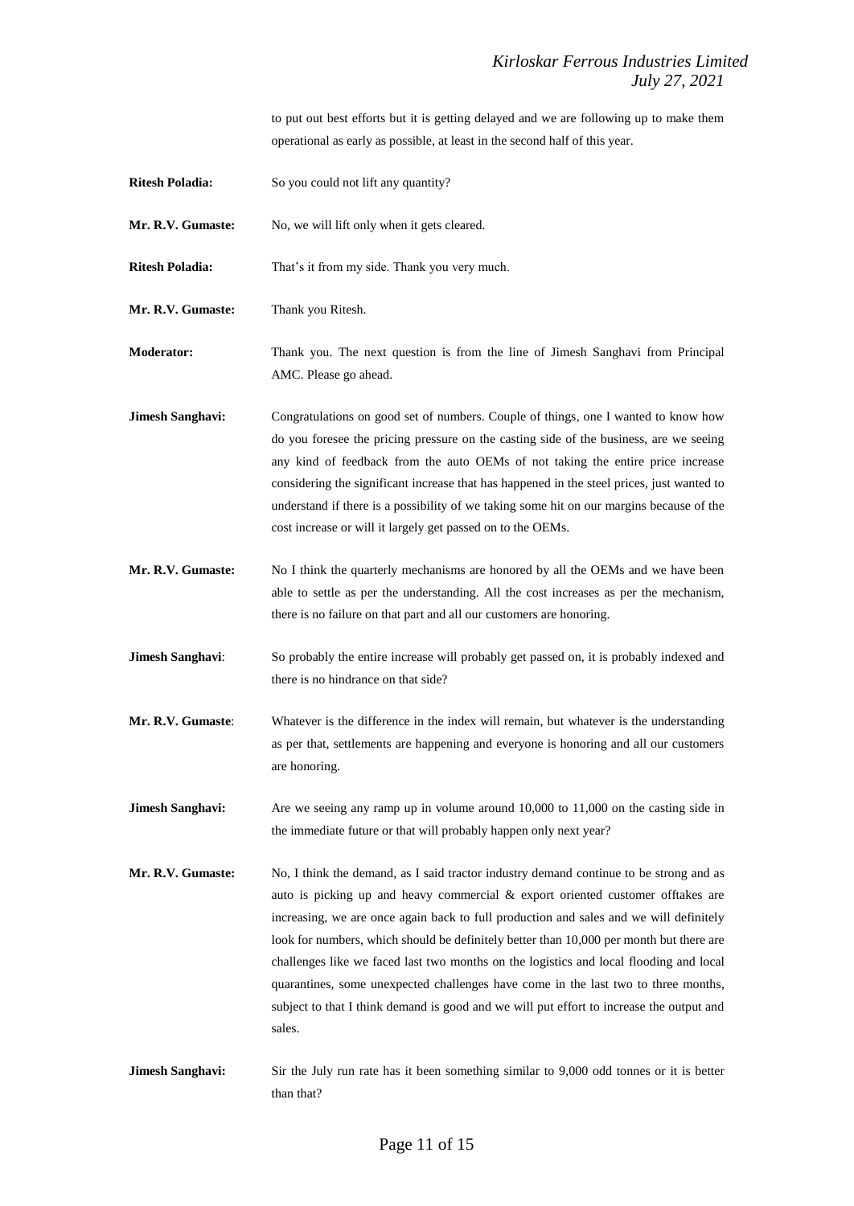to put out best efforts but it is getting delayed and we are following up to make them operational as early as possible, at least in the second half of this year.

**Ritesh Poladia:** So you could not lift any quantity?

**Mr. R.V. Gumaste:** No, we will lift only when it gets cleared.

**Ritesh Poladia:** That's it from my side. Thank you very much.

**Mr. R.V. Gumaste:** Thank you Ritesh.

**Moderator:** Thank you. The next question is from the line of Jimesh Sanghavi from Principal AMC. Please go ahead.

**Jimesh Sanghavi:** Congratulations on good set of numbers. Couple of things, one I wanted to know how do you foresee the pricing pressure on the casting side of the business, are we seeing any kind of feedback from the auto OEMs of not taking the entire price increase considering the significant increase that has happened in the steel prices, just wanted to understand if there is a possibility of we taking some hit on our margins because of the cost increase or will it largely get passed on to the OEMs.

**Mr. R.V. Gumaste:** No I think the quarterly mechanisms are honored by all the OEMs and we have been able to settle as per the understanding. All the cost increases as per the mechanism, there is no failure on that part and all our customers are honoring.

**Jimesh Sanghavi**: So probably the entire increase will probably get passed on, it is probably indexed and there is no hindrance on that side?

**Mr. R.V. Gumaste**: Whatever is the difference in the index will remain, but whatever is the understanding as per that, settlements are happening and everyone is honoring and all our customers are honoring.

**Jimesh Sanghavi:** Are we seeing any ramp up in volume around 10,000 to 11,000 on the casting side in the immediate future or that will probably happen only next year?

**Mr. R.V. Gumaste:** No, I think the demand, as I said tractor industry demand continue to be strong and as auto is picking up and heavy commercial & export oriented customer offtakes are increasing, we are once again back to full production and sales and we will definitely look for numbers, which should be definitely better than 10,000 per month but there are challenges like we faced last two months on the logistics and local flooding and local quarantines, some unexpected challenges have come in the last two to three months, subject to that I think demand is good and we will put effort to increase the output and sales.

**Jimesh Sanghavi:** Sir the July run rate has it been something similar to 9,000 odd tonnes or it is better than that?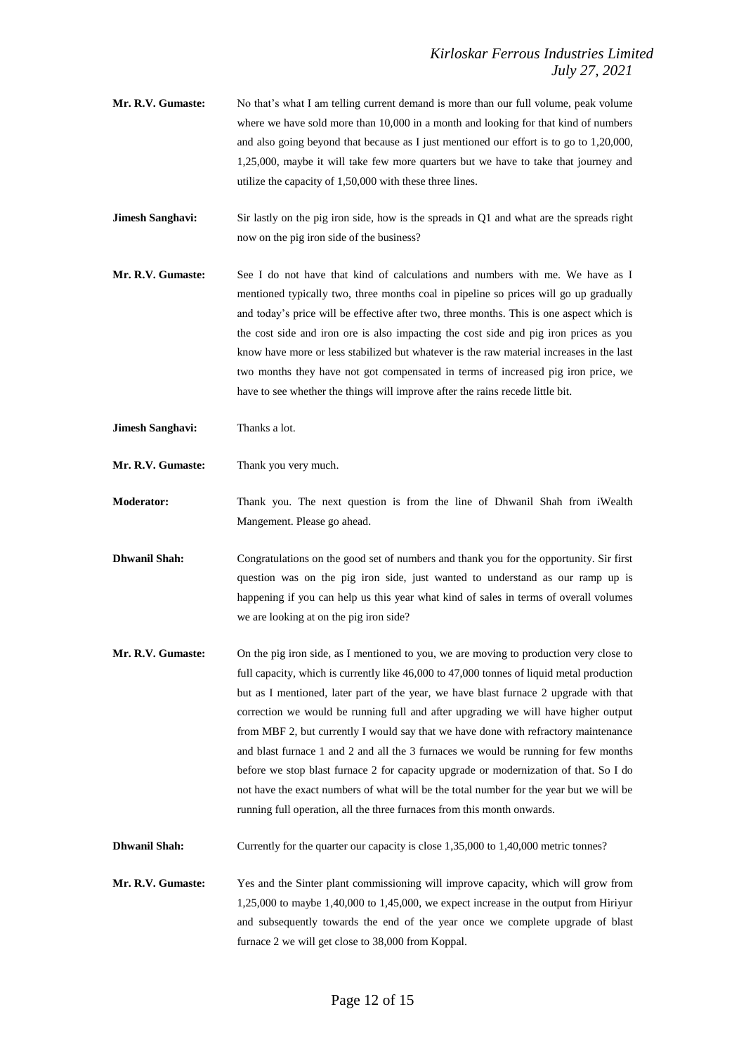**Mr. R.V. Gumaste:** No that's what I am telling current demand is more than our full volume, peak volume where we have sold more than 10,000 in a month and looking for that kind of numbers and also going beyond that because as I just mentioned our effort is to go to 1,20,000, 1,25,000, maybe it will take few more quarters but we have to take that journey and utilize the capacity of 1,50,000 with these three lines.

**Jimesh Sanghavi:** Sir lastly on the pig iron side, how is the spreads in Q1 and what are the spreads right now on the pig iron side of the business?

**Mr. R.V. Gumaste:** See I do not have that kind of calculations and numbers with me. We have as I mentioned typically two, three months coal in pipeline so prices will go up gradually and today's price will be effective after two, three months. This is one aspect which is the cost side and iron ore is also impacting the cost side and pig iron prices as you know have more or less stabilized but whatever is the raw material increases in the last two months they have not got compensated in terms of increased pig iron price, we have to see whether the things will improve after the rains recede little bit.

**Jimesh Sanghavi:** Thanks a lot.

**Mr. R.V. Gumaste:** Thank you very much.

**Moderator:** Thank you. The next question is from the line of Dhwanil Shah from iWealth Mangement. Please go ahead.

**Dhwanil Shah:** Congratulations on the good set of numbers and thank you for the opportunity. Sir first question was on the pig iron side, just wanted to understand as our ramp up is happening if you can help us this year what kind of sales in terms of overall volumes we are looking at on the pig iron side?

**Mr. R.V. Gumaste:** On the pig iron side, as I mentioned to you, we are moving to production very close to full capacity, which is currently like 46,000 to 47,000 tonnes of liquid metal production but as I mentioned, later part of the year, we have blast furnace 2 upgrade with that correction we would be running full and after upgrading we will have higher output from MBF 2, but currently I would say that we have done with refractory maintenance and blast furnace 1 and 2 and all the 3 furnaces we would be running for few months before we stop blast furnace 2 for capacity upgrade or modernization of that. So I do not have the exact numbers of what will be the total number for the year but we will be running full operation, all the three furnaces from this month onwards.

**Dhwanil Shah:** Currently for the quarter our capacity is close 1,35,000 to 1,40,000 metric tonnes?

**Mr. R.V. Gumaste:** Yes and the Sinter plant commissioning will improve capacity, which will grow from 1,25,000 to maybe 1,40,000 to 1,45,000, we expect increase in the output from Hiriyur and subsequently towards the end of the year once we complete upgrade of blast furnace 2 we will get close to 38,000 from Koppal.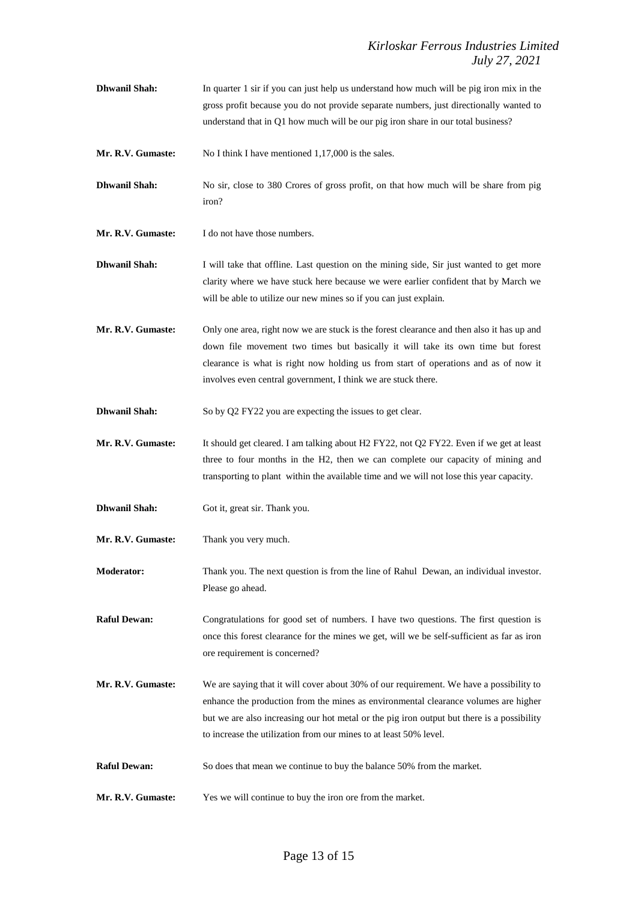**Dhwanil Shah:** In quarter 1 sir if you can just help us understand how much will be pig iron mix in the gross profit because you do not provide separate numbers, just directionally wanted to understand that in Q1 how much will be our pig iron share in our total business?

**Mr. R.V. Gumaste:** No I think I have mentioned 1,17,000 is the sales.

**Dhwanil Shah:** No sir, close to 380 Crores of gross profit, on that how much will be share from pig iron?

**Mr. R.V. Gumaste:** I do not have those numbers.

**Dhwanil Shah:** I will take that offline. Last question on the mining side, Sir just wanted to get more clarity where we have stuck here because we were earlier confident that by March we will be able to utilize our new mines so if you can just explain.

**Mr. R.V. Gumaste:** Only one area, right now we are stuck is the forest clearance and then also it has up and down file movement two times but basically it will take its own time but forest clearance is what is right now holding us from start of operations and as of now it involves even central government, I think we are stuck there.

**Dhwanil Shah:** So by Q2 FY22 you are expecting the issues to get clear.

**Mr. R.V. Gumaste:** It should get cleared. I am talking about H2 FY22, not Q2 FY22. Even if we get at least three to four months in the H2, then we can complete our capacity of mining and transporting to plant within the available time and we will not lose this year capacity.

**Dhwanil Shah:** Got it, great sir. Thank you.

**Mr. R.V. Gumaste:** Thank you very much.

**Moderator:** Thank you. The next question is from the line of Rahul Dewan, an individual investor. Please go ahead.

**Raful Dewan:** Congratulations for good set of numbers. I have two questions. The first question is once this forest clearance for the mines we get, will we be self-sufficient as far as iron ore requirement is concerned?

**Mr. R.V. Gumaste:** We are saying that it will cover about 30% of our requirement. We have a possibility to enhance the production from the mines as environmental clearance volumes are higher but we are also increasing our hot metal or the pig iron output but there is a possibility to increase the utilization from our mines to at least 50% level.

**Raful Dewan:** So does that mean we continue to buy the balance 50% from the market.

**Mr. R.V. Gumaste:** Yes we will continue to buy the iron ore from the market.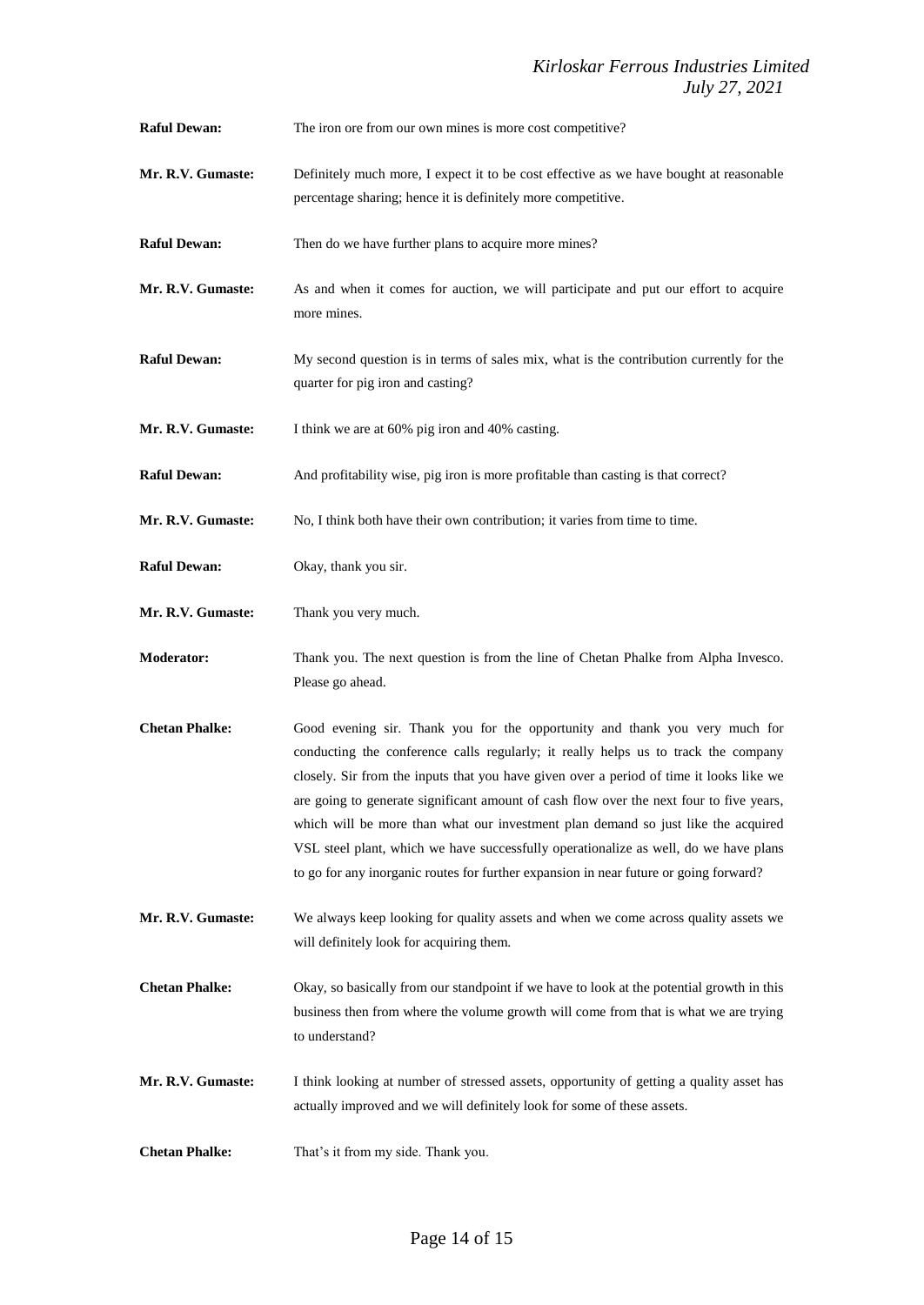**Raful Dewan:** The iron ore from our own mines is more cost competitive?

**Mr. R.V. Gumaste:** Definitely much more, I expect it to be cost effective as we have bought at reasonable percentage sharing; hence it is definitely more competitive.

**Raful Dewan:** Then do we have further plans to acquire more mines?

**Mr. R.V. Gumaste:** As and when it comes for auction, we will participate and put our effort to acquire more mines.

**Raful Dewan:** My second question is in terms of sales mix, what is the contribution currently for the quarter for pig iron and casting?

**Mr. R.V. Gumaste:** I think we are at 60% pig iron and 40% casting.

**Raful Dewan:** And profitability wise, pig iron is more profitable than casting is that correct?

**Mr. R.V. Gumaste:** No, I think both have their own contribution; it varies from time to time.

**Raful Dewan:** Okay, thank you sir.

**Mr. R.V. Gumaste:** Thank you very much.

**Moderator:** Thank you. The next question is from the line of Chetan Phalke from Alpha Invesco. Please go ahead.

**Chetan Phalke:** Good evening sir. Thank you for the opportunity and thank you very much for conducting the conference calls regularly; it really helps us to track the company closely. Sir from the inputs that you have given over a period of time it looks like we are going to generate significant amount of cash flow over the next four to five years, which will be more than what our investment plan demand so just like the acquired VSL steel plant, which we have successfully operationalize as well, do we have plans to go for any inorganic routes for further expansion in near future or going forward?

**Mr. R.V. Gumaste:** We always keep looking for quality assets and when we come across quality assets we will definitely look for acquiring them.

**Chetan Phalke:** Okay, so basically from our standpoint if we have to look at the potential growth in this business then from where the volume growth will come from that is what we are trying to understand?

**Mr. R.V. Gumaste:** I think looking at number of stressed assets, opportunity of getting a quality asset has actually improved and we will definitely look for some of these assets.

**Chetan Phalke:** That's it from my side. Thank you.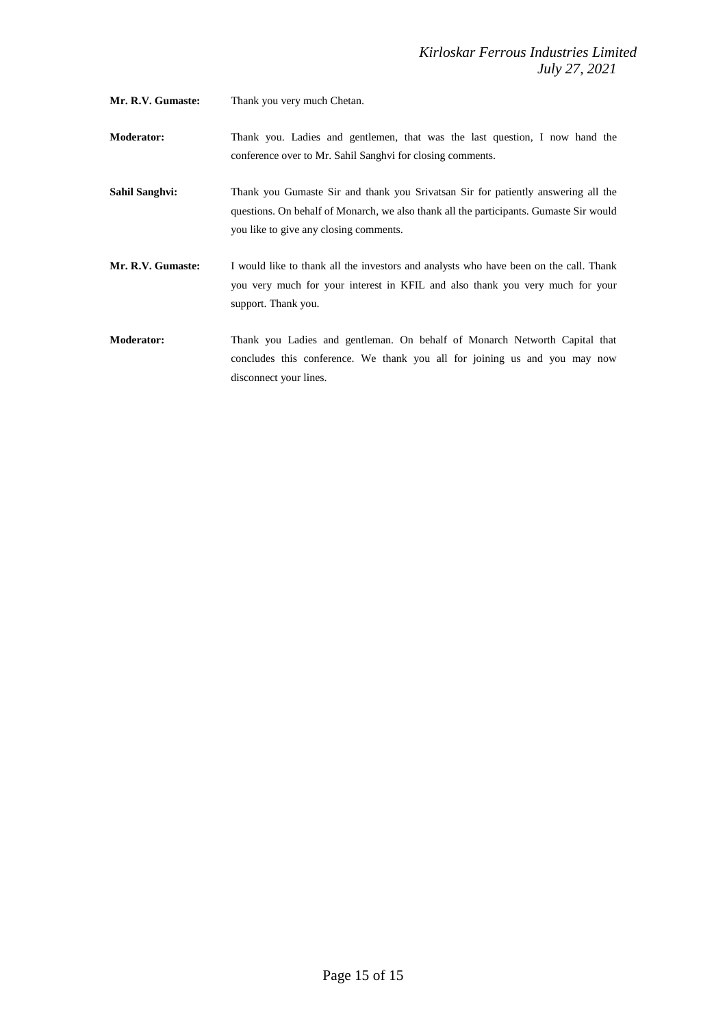**Mr. R.V. Gumaste:** Thank you very much Chetan.

**Moderator:** Thank you. Ladies and gentlemen, that was the last question, I now hand the conference over to Mr. Sahil Sanghvi for closing comments.

**Sahil Sanghvi:** Thank you Gumaste Sir and thank you Srivatsan Sir for patiently answering all the questions. On behalf of Monarch, we also thank all the participants. Gumaste Sir would you like to give any closing comments.

**Mr. R.V. Gumaste:** I would like to thank all the investors and analysts who have been on the call. Thank you very much for your interest in KFIL and also thank you very much for your support. Thank you.

**Moderator:** Thank you Ladies and gentleman. On behalf of Monarch Networth Capital that concludes this conference. We thank you all for joining us and you may now disconnect your lines.